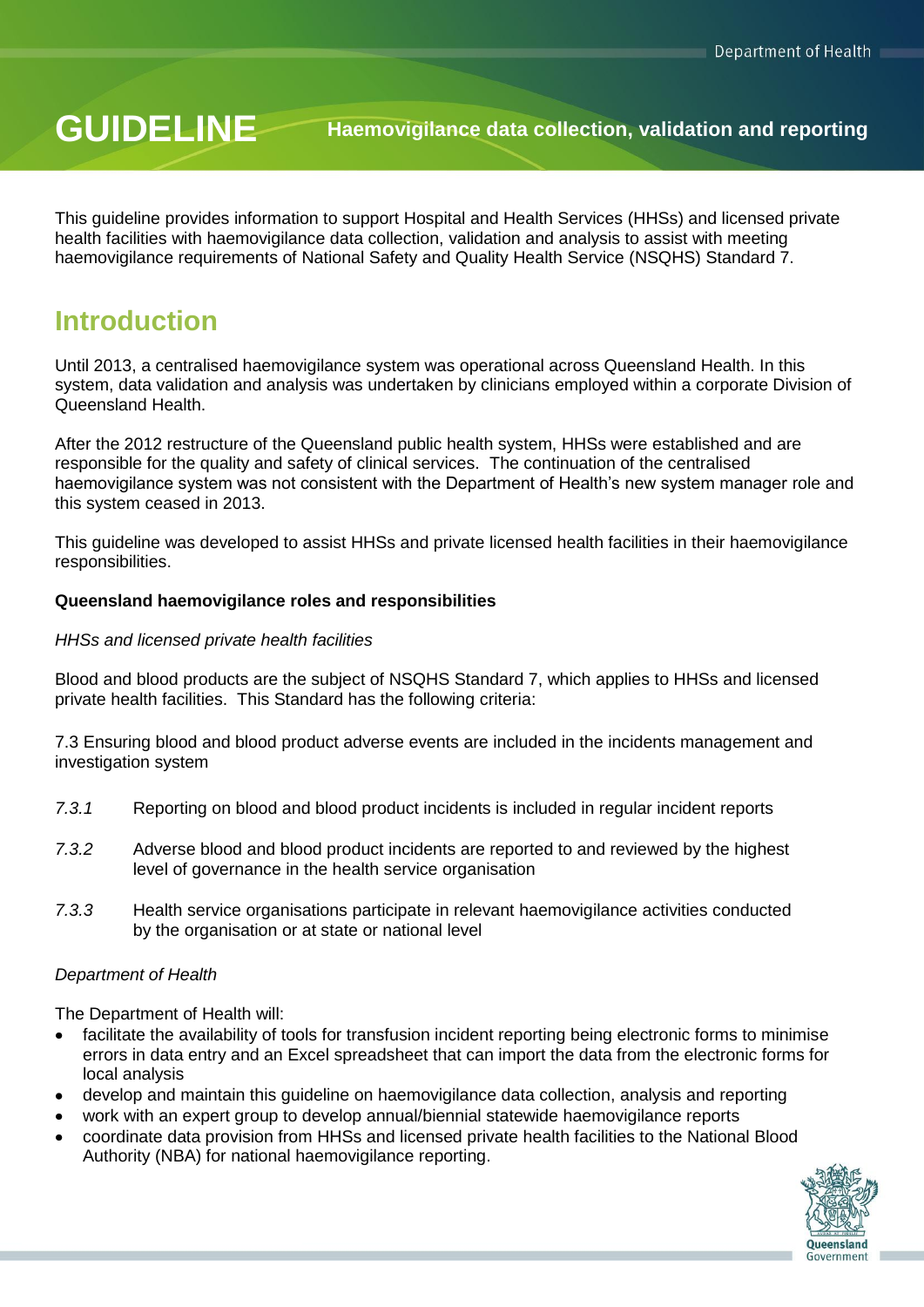# GUIDELINE

## Haemovigilance data collection, validation and reporting

This guideline provides information to support Hospital and Health Services (HHSs) and licensed private health facilities with haemovigilance data collection, validation and analysis to assist with meeting haemovigilance requirements of National Safety and Quality Health Service (NSQHS) Standard 7.

## Introduction

Until 2013, a centralised haemovigilance system was operational across Queensland Health. In this system, data validation and analysis was undertaken by clinicians employed within a corporate Division of Queensland Health.

After the 2012 restructure of the Queensland public health system, HHSs were established and are responsible for the quality and safety of clinical services. The continuation of the centralised haemovigilance system was not consistent with the Department of Health's new system manager role and this system ceased in 2013.

This guideline was developed to assist HHSs and private licensed health facilities in their haemovigilance responsibilities.

**Queensland haemovigilance roles and responsibilities**

*HHSs and licensed private health facilities*

Blood and blood products are the subject of NSQHS Standard 7, which applies to HHSs and licensed private health facilities. This Standard has the following criteria:

7.3 Ensuring blood and blood product adverse events are included in the incidents management and investigation system

*7.3.1* Reporting on blood and blood product incidents is included in regular incident reports

*7.3.2* Adverse blood and blood product incidents are reported to and reviewed by the highest level of governance in the health service organisation

*7.3.3* Health service organisations participate in relevant haemovigilance activities conducted by the organisation or at state or national level

*Department of Health*

The Department of Health will:

- facilitate the availability of tools for transfusion incident reporting being electronic forms to minimise errors in data entry and an Excel spreadsheet that can import the data from the electronic forms for local analysis
- develop and maintain this guideline on haemovigilance data collection, analysis and reporting
- work with an expert group to develop annual/biennial statewide haemovigilance reports
- coordinate data provision from HHSs and licensed private health facilities to the National Blood Authority (NBA) for national haemovigilance reporting.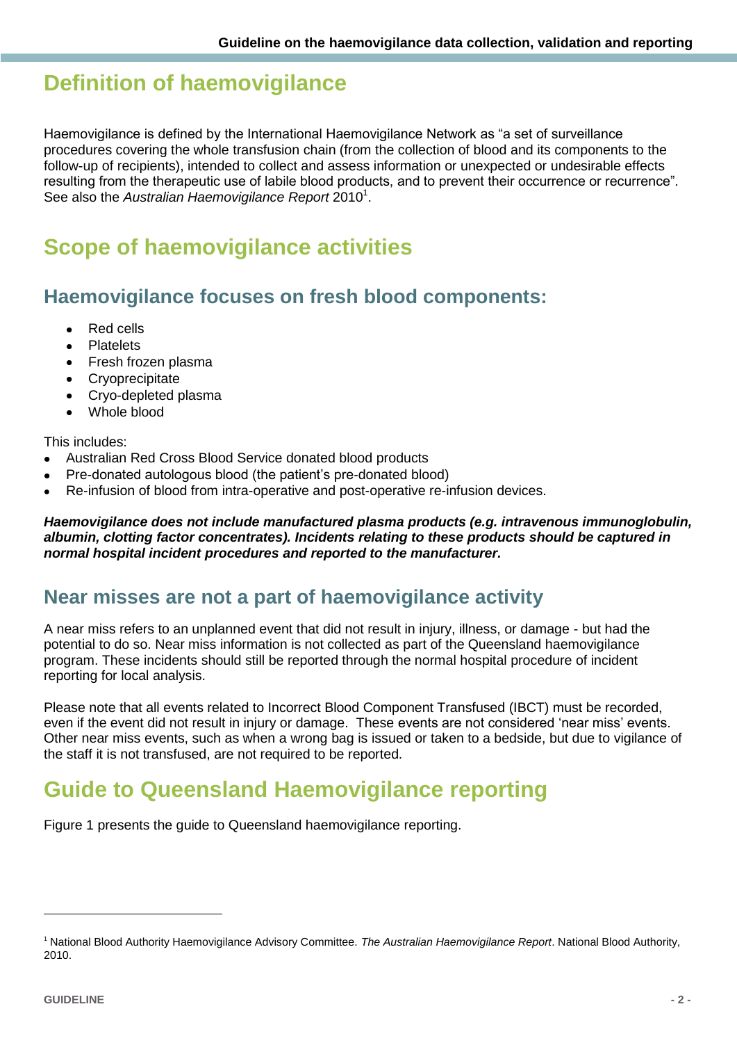# Definition of haemovigilance

Haemovigilance is defined by the International Haemovigilance Network as "a set of surveillance procedures covering the whole transfusion chain (from the collection of blood and its components to the follow-up of recipients), intended to collect and assess information or unexpected or undesirable effects resulting from the therapeutic use of labile blood products, and to prevent their occurrence or recurrence". See also the *Australian Haemovigilance Report* 2010[1].

# Scope of haemovigilance activities

## Haemovigilance focuses on fresh blood components:

- Red cells
- Platelets
- Fresh frozen plasma
- Cryoprecipitate
- Cryo-depleted plasma
- Whole blood

This includes:

- Australian Red Cross Blood Service donated blood products
- Pre-donated autologous blood (the patient's pre-donated blood)
- Re-infusion of blood from intra-operative and post-operative re-infusion devices.

***Haemovigilance does not include manufactured plasma products (e.g. intravenous immunoglobulin, albumin, clotting factor concentrates). Incidents relating to these products should be captured in normal hospital incident procedures and reported to the manufacturer.***

## Near misses are not a part of haemovigilance activity

A near miss refers to an unplanned event that did not result in injury, illness, or damage - but had the potential to do so. Near miss information is not collected as part of the Queensland haemovigilance program. These incidents should still be reported through the normal hospital procedure of incident reporting for local analysis.

Please note that all events related to Incorrect Blood Component Transfused (IBCT) must be recorded, even if the event did not result in injury or damage. These events are not considered 'near miss' events. Other near miss events, such as when a wrong bag is issued or taken to a bedside, but due to vigilance of the staff it is not transfused, are not required to be reported.

# Guide to Queensland Haemovigilance reporting

Figure 1 presents the guide to Queensland haemovigilance reporting.

---

[1] National Blood Authority Haemovigilance Advisory Committee. *The Australian Haemovigilance Report*. National Blood Authority, 2010.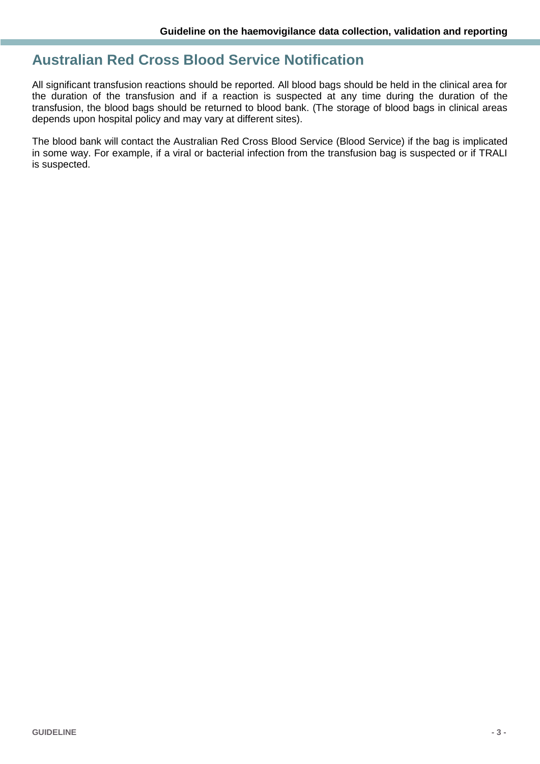## Australian Red Cross Blood Service Notification

All significant transfusion reactions should be reported. All blood bags should be held in the clinical area for the duration of the transfusion and if a reaction is suspected at any time during the duration of the transfusion, the blood bags should be returned to blood bank. (The storage of blood bags in clinical areas depends upon hospital policy and may vary at different sites).

The blood bank will contact the Australian Red Cross Blood Service (Blood Service) if the bag is implicated in some way. For example, if a viral or bacterial infection from the transfusion bag is suspected or if TRALI is suspected.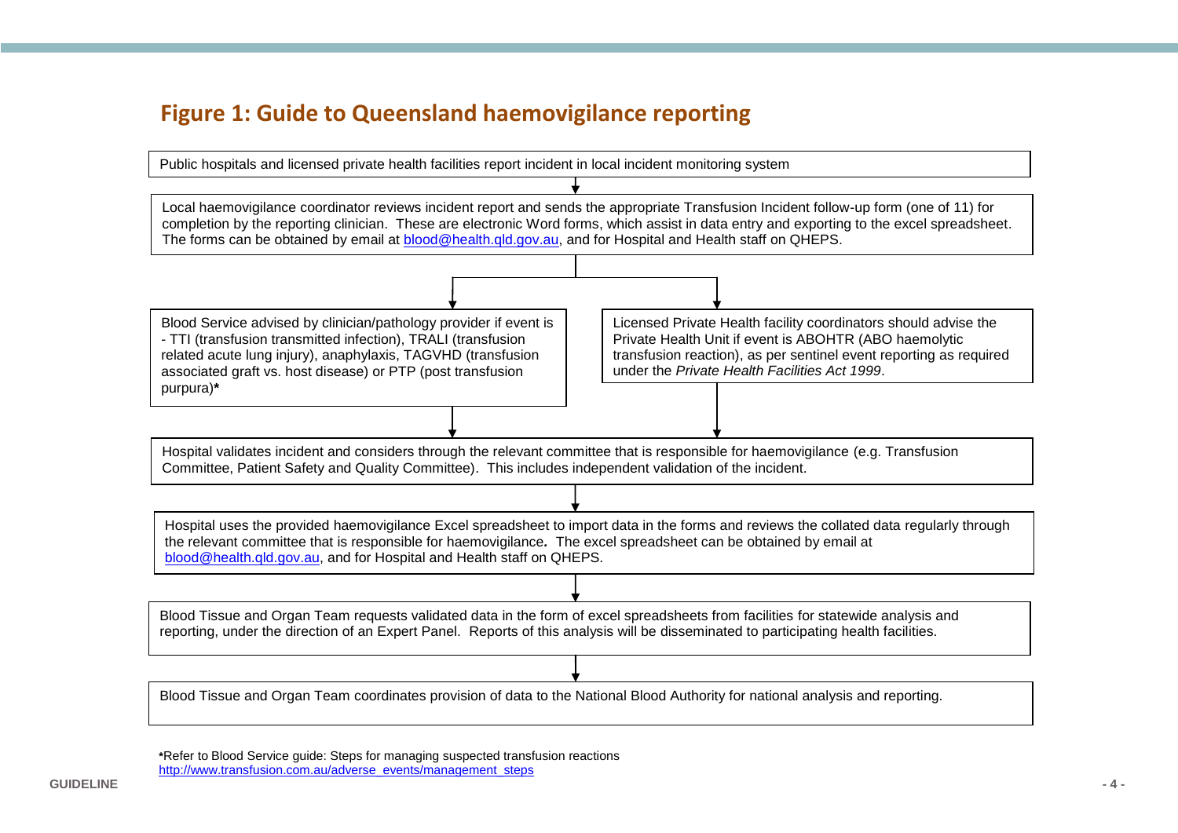## Figure 1: Guide to Queensland haemovigilance reporting

Public hospitals and licensed private health facilities report incident in local incident monitoring system

↓

Local haemovigilance coordinator reviews incident report and sends the appropriate Transfusion Incident follow-up form (one of 11) for completion by the reporting clinician. These are electronic Word forms, which assist in data entry and exporting to the excel spreadsheet. The forms can be obtained by email at blood@health.qld.gov.au, and for Hospital and Health staff on QHEPS.

↓

Blood Service advised by clinician/pathology provider if event is - TTI (transfusion transmitted infection), TRALI (transfusion related acute lung injury), anaphylaxis, TAGVHD (transfusion associated graft vs. host disease) or PTP (post transfusion purpura)**\***

Licensed Private Health facility coordinators should advise the Private Health Unit if event is ABOHTR (ABO haemolytic transfusion reaction), as per sentinel event reporting as required under the *Private Health Facilities Act 1999*.

↓

Hospital validates incident and considers through the relevant committee that is responsible for haemovigilance (e.g. Transfusion Committee, Patient Safety and Quality Committee). This includes independent validation of the incident.

↓

Hospital uses the provided haemovigilance Excel spreadsheet to import data in the forms and reviews the collated data regularly through the relevant committee that is responsible for haemovigilance**.** The excel spreadsheet can be obtained by email at blood@health.qld.gov.au, and for Hospital and Health staff on QHEPS.

↓

Blood Tissue and Organ Team requests validated data in the form of excel spreadsheets from facilities for statewide analysis and reporting, under the direction of an Expert Panel. Reports of this analysis will be disseminated to participating health facilities.

↓

Blood Tissue and Organ Team coordinates provision of data to the National Blood Authority for national analysis and reporting.

**\***Refer to Blood Service guide: Steps for managing suspected transfusion reactions
http://www.transfusion.com.au/adverse_events/management_steps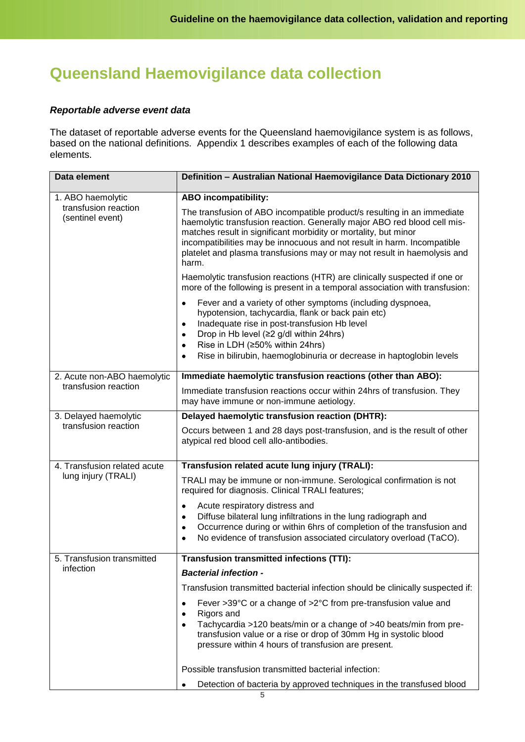# Queensland Haemovigilance data collection

### *Reportable adverse event data*

The dataset of reportable adverse events for the Queensland haemovigilance system is as follows, based on the national definitions. Appendix 1 describes examples of each of the following data elements.

| Data element | Definition – Australian National Haemovigilance Data Dictionary 2010 |
|---|---|
| 1. ABO haemolytic transfusion reaction (sentinel event) | **ABO incompatibility:**<br><br>The transfusion of ABO incompatible product/s resulting in an immediate haemolytic transfusion reaction. Generally major ABO red blood cell mis-matches result in significant morbidity or mortality, but minor incompatibilities may be innocuous and not result in harm. Incompatible platelet and plasma transfusions may or may not result in haemolysis and harm.<br><br>Haemolytic transfusion reactions (HTR) are clinically suspected if one or more of the following is present in a temporal association with transfusion:<br><br>• Fever and a variety of other symptoms (including dyspnoea, hypotension, tachycardia, flank or back pain etc)<br>• Inadequate rise in post-transfusion Hb level<br>• Drop in Hb level (≥2 g/dl within 24hrs)<br>• Rise in LDH (≥50% within 24hrs)<br>• Rise in bilirubin, haemoglobinuria or decrease in haptoglobin levels |
| 2. Acute non-ABO haemolytic transfusion reaction | **Immediate haemolytic transfusion reactions (other than ABO):**<br><br>Immediate transfusion reactions occur within 24hrs of transfusion. They may have immune or non-immune aetiology. |
| 3. Delayed haemolytic transfusion reaction | **Delayed haemolytic transfusion reaction (DHTR):**<br><br>Occurs between 1 and 28 days post-transfusion, and is the result of other atypical red blood cell allo-antibodies. |
| 4. Transfusion related acute lung injury (TRALI) | **Transfusion related acute lung injury (TRALI):**<br><br>TRALI may be immune or non-immune. Serological confirmation is not required for diagnosis. Clinical TRALI features;<br><br>• Acute respiratory distress and<br>• Diffuse bilateral lung infiltrations in the lung radiograph and<br>• Occurrence during or within 6hrs of completion of the transfusion and<br>• No evidence of transfusion associated circulatory overload (TaCO). |
| 5. Transfusion transmitted infection | **Transfusion transmitted infections (TTI):**<br><br>***Bacterial infection -***<br><br>Transfusion transmitted bacterial infection should be clinically suspected if:<br><br>• Fever >39°C or a change of >2°C from pre-transfusion value and<br>• Rigors and<br>• Tachycardia >120 beats/min or a change of >40 beats/min from pre-transfusion value or a rise or drop of 30mm Hg in systolic blood pressure within 4 hours of transfusion are present.<br><br>Possible transfusion transmitted bacterial infection:<br><br>• Detection of bacteria by approved techniques in the transfused blood |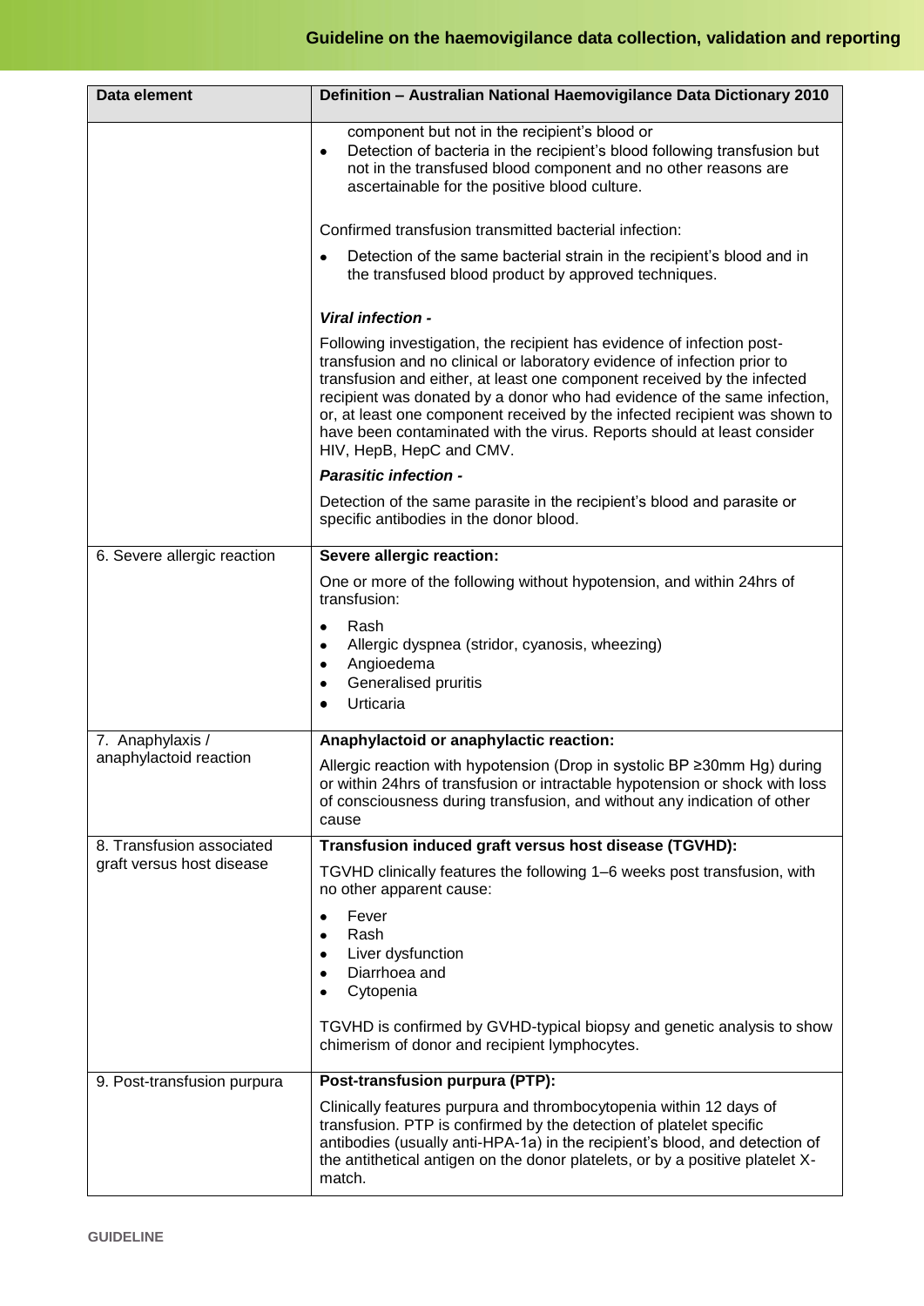| Data element | Definition – Australian National Haemovigilance Data Dictionary 2010 |
|---|---|
| | component but not in the recipient's blood or<br>• Detection of bacteria in the recipient's blood following transfusion but not in the transfused blood component and no other reasons are ascertainable for the positive blood culture.<br><br>Confirmed transfusion transmitted bacterial infection:<br>• Detection of the same bacterial strain in the recipient's blood and in the transfused blood product by approved techniques.<br><br>***Viral infection -***<br>Following investigation, the recipient has evidence of infection post-transfusion and no clinical or laboratory evidence of infection prior to transfusion and either, at least one component received by the infected recipient was donated by a donor who had evidence of the same infection, or, at least one component received by the infected recipient was shown to have been contaminated with the virus. Reports should at least consider HIV, HepB, HepC and CMV.<br>***Parasitic infection -***<br>Detection of the same parasite in the recipient's blood and parasite or specific antibodies in the donor blood. |
| 6. Severe allergic reaction | **Severe allergic reaction:**<br>One or more of the following without hypotension, and within 24hrs of transfusion:<br>• Rash<br>• Allergic dyspnea (stridor, cyanosis, wheezing)<br>• Angioedema<br>• Generalised pruritis<br>• Urticaria |
| 7. Anaphylaxis / anaphylactoid reaction | **Anaphylactoid or anaphylactic reaction:**<br>Allergic reaction with hypotension (Drop in systolic BP ≥30mm Hg) during or within 24hrs of transfusion or intractable hypotension or shock with loss of consciousness during transfusion, and without any indication of other cause |
| 8. Transfusion associated graft versus host disease | **Transfusion induced graft versus host disease (TGVHD):**<br>TGVHD clinically features the following 1–6 weeks post transfusion, with no other apparent cause:<br>• Fever<br>• Rash<br>• Liver dysfunction<br>• Diarrhoea and<br>• Cytopenia<br><br>TGVHD is confirmed by GVHD-typical biopsy and genetic analysis to show chimerism of donor and recipient lymphocytes. |
| 9. Post-transfusion purpura | **Post-transfusion purpura (PTP):**<br>Clinically features purpura and thrombocytopenia within 12 days of transfusion. PTP is confirmed by the detection of platelet specific antibodies (usually anti-HPA-1a) in the recipient's blood, and detection of the antithetical antigen on the donor platelets, or by a positive platelet X-match. |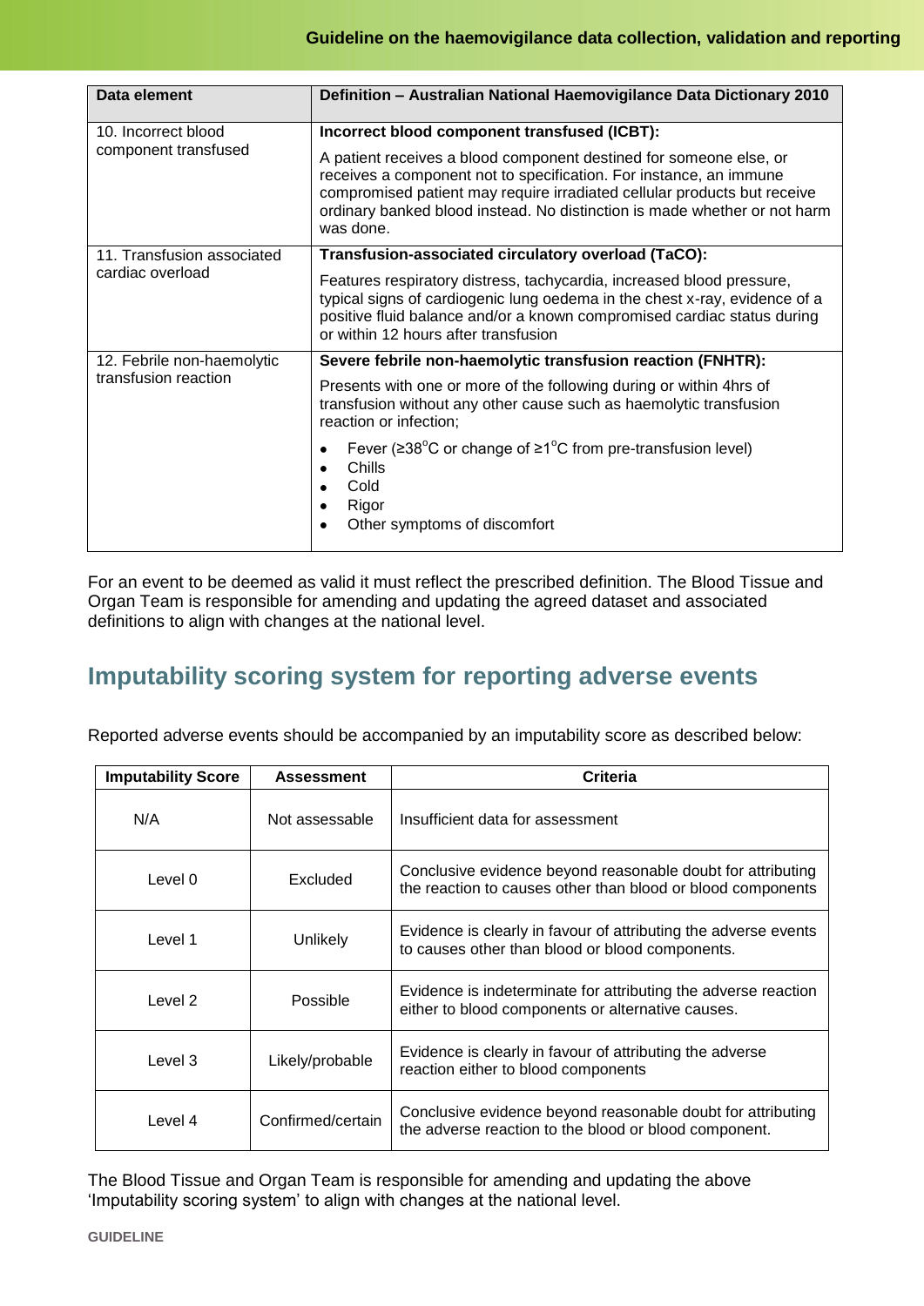| Data element | Definition – Australian National Haemovigilance Data Dictionary 2010 |
|---|---|
| 10. Incorrect blood component transfused | **Incorrect blood component transfused (ICBT):** A patient receives a blood component destined for someone else, or receives a component not to specification. For instance, an immune compromised patient may require irradiated cellular products but receive ordinary banked blood instead. No distinction is made whether or not harm was done. |
| 11. Transfusion associated cardiac overload | **Transfusion-associated circulatory overload (TaCO):** Features respiratory distress, tachycardia, increased blood pressure, typical signs of cardiogenic lung oedema in the chest x-ray, evidence of a positive fluid balance and/or a known compromised cardiac status during or within 12 hours after transfusion |
| 12. Febrile non-haemolytic transfusion reaction | **Severe febrile non-haemolytic transfusion reaction (FNHTR):** Presents with one or more of the following during or within 4hrs of transfusion without any other cause such as haemolytic transfusion reaction or infection; • Fever (≥38°C or change of ≥1°C from pre-transfusion level) • Chills • Cold • Rigor • Other symptoms of discomfort |

For an event to be deemed as valid it must reflect the prescribed definition. The Blood Tissue and Organ Team is responsible for amending and updating the agreed dataset and associated definitions to align with changes at the national level.

## Imputability scoring system for reporting adverse events

Reported adverse events should be accompanied by an imputability score as described below:

| Imputability Score | Assessment | Criteria |
|---|---|---|
| N/A | Not assessable | Insufficient data for assessment |
| Level 0 | Excluded | Conclusive evidence beyond reasonable doubt for attributing the reaction to causes other than blood or blood components |
| Level 1 | Unlikely | Evidence is clearly in favour of attributing the adverse events to causes other than blood or blood components. |
| Level 2 | Possible | Evidence is indeterminate for attributing the adverse reaction either to blood components or alternative causes. |
| Level 3 | Likely/probable | Evidence is clearly in favour of attributing the adverse reaction either to blood components |
| Level 4 | Confirmed/certain | Conclusive evidence beyond reasonable doubt for attributing the adverse reaction to the blood or blood component. |

The Blood Tissue and Organ Team is responsible for amending and updating the above 'Imputability scoring system' to align with changes at the national level.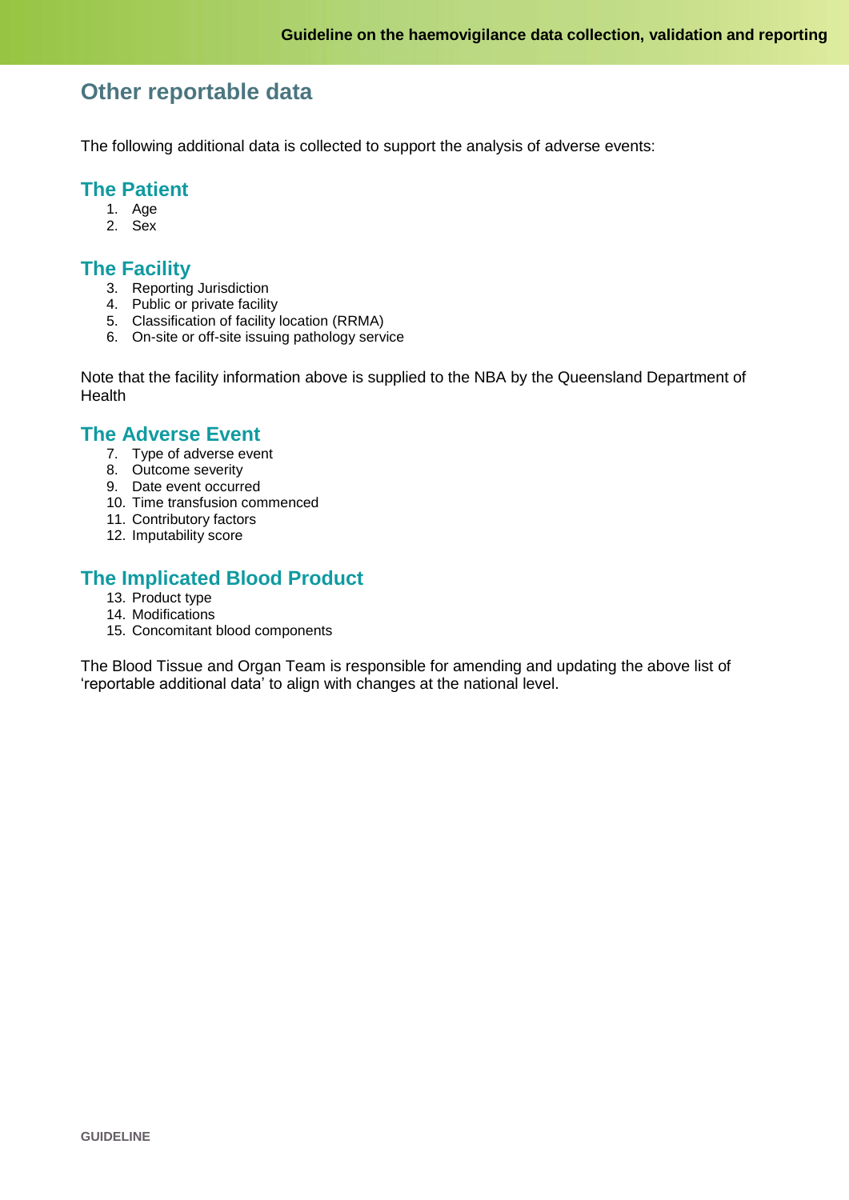## Other reportable data

The following additional data is collected to support the analysis of adverse events:

### The Patient

1. Age
2. Sex

### The Facility

3. Reporting Jurisdiction
4. Public or private facility
5. Classification of facility location (RRMA)
6. On-site or off-site issuing pathology service

Note that the facility information above is supplied to the NBA by the Queensland Department of Health

### The Adverse Event

7. Type of adverse event
8. Outcome severity
9. Date event occurred
10. Time transfusion commenced
11. Contributory factors
12. Imputability score

### The Implicated Blood Product

13. Product type
14. Modifications
15. Concomitant blood components

The Blood Tissue and Organ Team is responsible for amending and updating the above list of 'reportable additional data' to align with changes at the national level.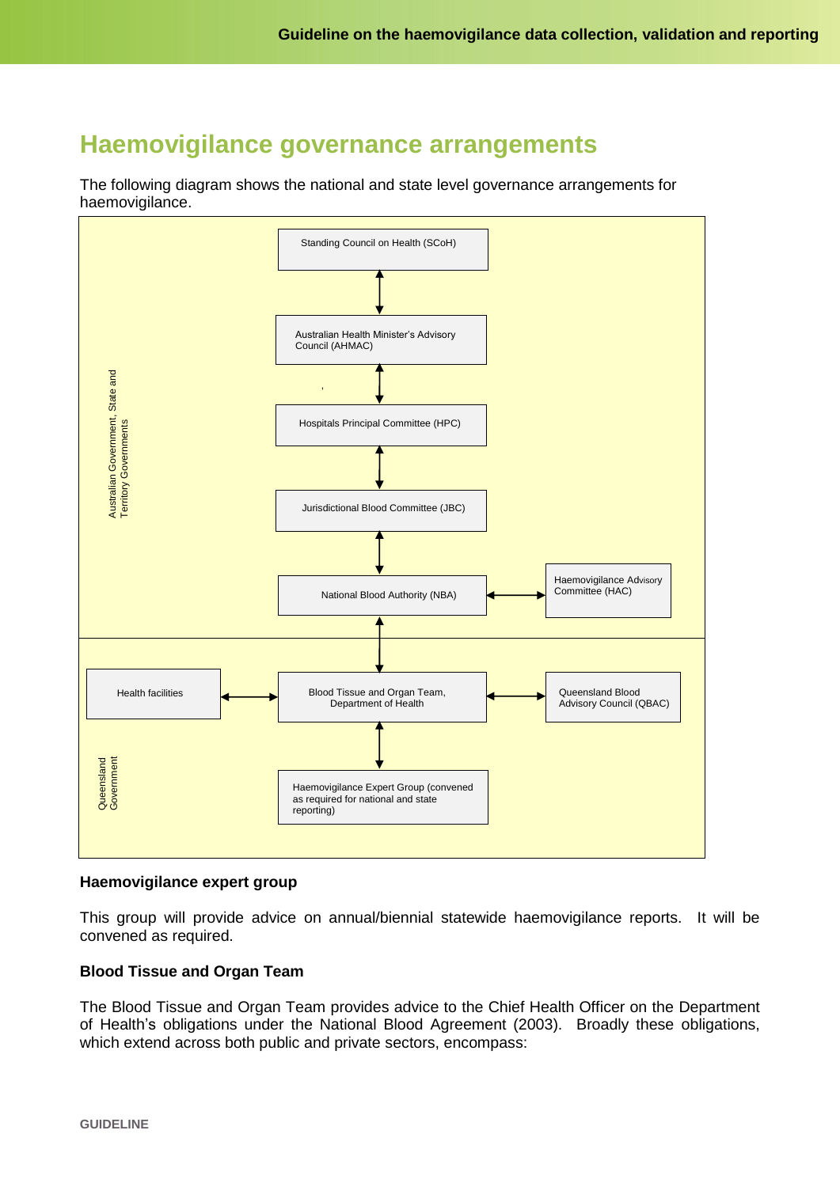## Haemovigilance governance arrangements

The following diagram shows the national and state level governance arrangements for haemovigilance.

Australian Government, State and Territory Governments

Standing Council on Health (SCoH)

Australian Health Minister's Advisory Council (AHMAC)

Hospitals Principal Committee (HPC)

Jurisdictional Blood Committee (JBC)

National Blood Authority (NBA)

Haemovigilance Advisory Committee (HAC)

Queensland Government

Health facilities

Blood Tissue and Organ Team, Department of Health

Queensland Blood Advisory Council (QBAC)

Haemovigilance Expert Group (convened as required for national and state reporting)

**Haemovigilance expert group**

This group will provide advice on annual/biennial statewide haemovigilance reports. It will be convened as required.

**Blood Tissue and Organ Team**

The Blood Tissue and Organ Team provides advice to the Chief Health Officer on the Department of Health's obligations under the National Blood Agreement (2003). Broadly these obligations, which extend across both public and private sectors, encompass: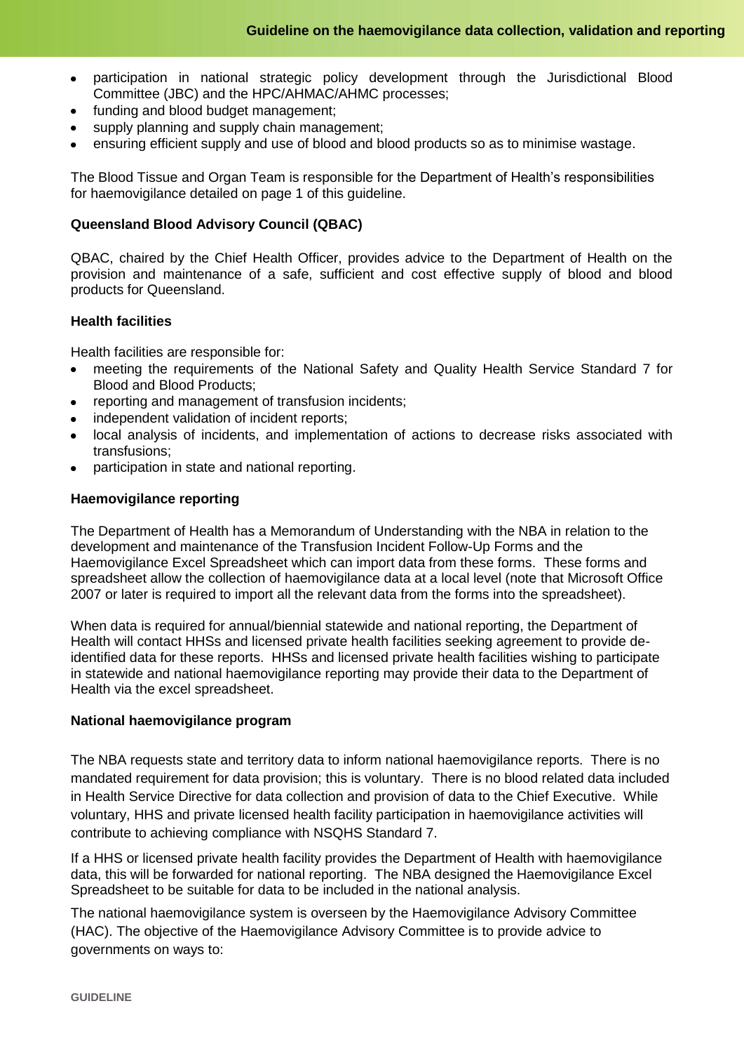- participation in national strategic policy development through the Jurisdictional Blood Committee (JBC) and the HPC/AHMAC/AHMC processes;
- funding and blood budget management;
- supply planning and supply chain management;
- ensuring efficient supply and use of blood and blood products so as to minimise wastage.

The Blood Tissue and Organ Team is responsible for the Department of Health's responsibilities for haemovigilance detailed on page 1 of this guideline.

**Queensland Blood Advisory Council (QBAC)**

QBAC, chaired by the Chief Health Officer, provides advice to the Department of Health on the provision and maintenance of a safe, sufficient and cost effective supply of blood and blood products for Queensland.

**Health facilities**

Health facilities are responsible for:

- meeting the requirements of the National Safety and Quality Health Service Standard 7 for Blood and Blood Products;
- reporting and management of transfusion incidents;
- independent validation of incident reports;
- local analysis of incidents, and implementation of actions to decrease risks associated with transfusions;
- participation in state and national reporting.

**Haemovigilance reporting**

The Department of Health has a Memorandum of Understanding with the NBA in relation to the development and maintenance of the Transfusion Incident Follow-Up Forms and the Haemovigilance Excel Spreadsheet which can import data from these forms. These forms and spreadsheet allow the collection of haemovigilance data at a local level (note that Microsoft Office 2007 or later is required to import all the relevant data from the forms into the spreadsheet).

When data is required for annual/biennial statewide and national reporting, the Department of Health will contact HHSs and licensed private health facilities seeking agreement to provide de-identified data for these reports. HHSs and licensed private health facilities wishing to participate in statewide and national haemovigilance reporting may provide their data to the Department of Health via the excel spreadsheet.

**National haemovigilance program**

The NBA requests state and territory data to inform national haemovigilance reports. There is no mandated requirement for data provision; this is voluntary. There is no blood related data included in Health Service Directive for data collection and provision of data to the Chief Executive. While voluntary, HHS and private licensed health facility participation in haemovigilance activities will contribute to achieving compliance with NSQHS Standard 7.

If a HHS or licensed private health facility provides the Department of Health with haemovigilance data, this will be forwarded for national reporting. The NBA designed the Haemovigilance Excel Spreadsheet to be suitable for data to be included in the national analysis.

The national haemovigilance system is overseen by the Haemovigilance Advisory Committee (HAC). The objective of the Haemovigilance Advisory Committee is to provide advice to governments on ways to: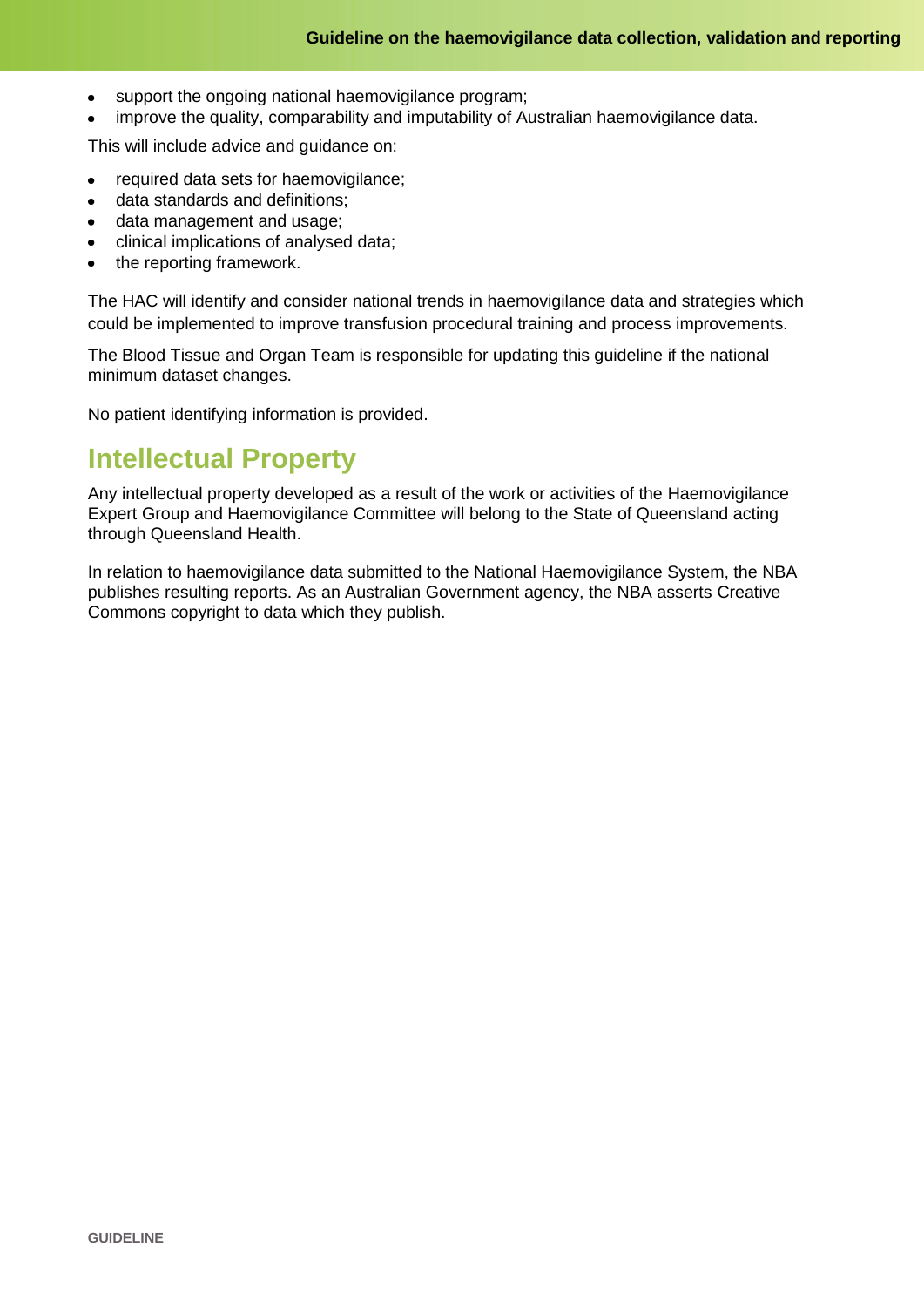- support the ongoing national haemovigilance program;
- improve the quality, comparability and imputability of Australian haemovigilance data.

This will include advice and guidance on:

- required data sets for haemovigilance;
- data standards and definitions;
- data management and usage;
- clinical implications of analysed data;
- the reporting framework.

The HAC will identify and consider national trends in haemovigilance data and strategies which could be implemented to improve transfusion procedural training and process improvements.

The Blood Tissue and Organ Team is responsible for updating this guideline if the national minimum dataset changes.

No patient identifying information is provided.

## Intellectual Property

Any intellectual property developed as a result of the work or activities of the Haemovigilance Expert Group and Haemovigilance Committee will belong to the State of Queensland acting through Queensland Health.

In relation to haemovigilance data submitted to the National Haemovigilance System, the NBA publishes resulting reports. As an Australian Government agency, the NBA asserts Creative Commons copyright to data which they publish.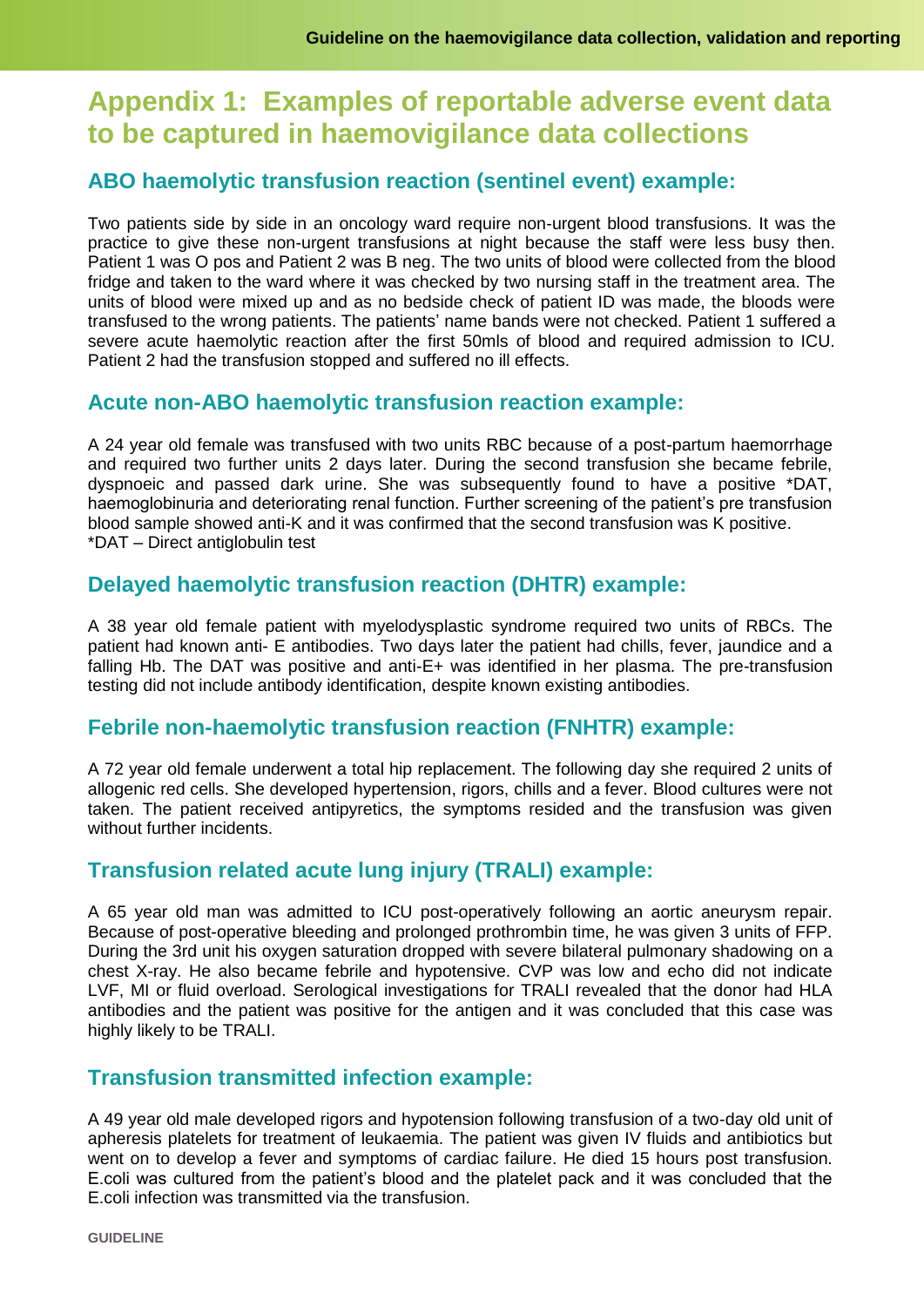# Appendix 1: Examples of reportable adverse event data to be captured in haemovigilance data collections

## ABO haemolytic transfusion reaction (sentinel event) example:

Two patients side by side in an oncology ward require non-urgent blood transfusions. It was the practice to give these non-urgent transfusions at night because the staff were less busy then. Patient 1 was O pos and Patient 2 was B neg. The two units of blood were collected from the blood fridge and taken to the ward where it was checked by two nursing staff in the treatment area. The units of blood were mixed up and as no bedside check of patient ID was made, the bloods were transfused to the wrong patients. The patients' name bands were not checked. Patient 1 suffered a severe acute haemolytic reaction after the first 50mls of blood and required admission to ICU. Patient 2 had the transfusion stopped and suffered no ill effects.

## Acute non-ABO haemolytic transfusion reaction example:

A 24 year old female was transfused with two units RBC because of a post-partum haemorrhage and required two further units 2 days later. During the second transfusion she became febrile, dyspnoeic and passed dark urine. She was subsequently found to have a positive *DAT, haemoglobinuria and deteriorating renal function. Further screening of the patient's pre transfusion blood sample showed anti-K and it was confirmed that the second transfusion was K positive.
*DAT – Direct antiglobulin test

## Delayed haemolytic transfusion reaction (DHTR) example:

A 38 year old female patient with myelodysplastic syndrome required two units of RBCs. The patient had known anti- E antibodies. Two days later the patient had chills, fever, jaundice and a falling Hb. The DAT was positive and anti-E+ was identified in her plasma. The pre-transfusion testing did not include antibody identification, despite known existing antibodies.

## Febrile non-haemolytic transfusion reaction (FNHTR) example:

A 72 year old female underwent a total hip replacement. The following day she required 2 units of allogenic red cells. She developed hypertension, rigors, chills and a fever. Blood cultures were not taken. The patient received antipyretics, the symptoms resided and the transfusion was given without further incidents.

## Transfusion related acute lung injury (TRALI) example:

A 65 year old man was admitted to ICU post-operatively following an aortic aneurysm repair. Because of post-operative bleeding and prolonged prothrombin time, he was given 3 units of FFP. During the 3rd unit his oxygen saturation dropped with severe bilateral pulmonary shadowing on a chest X-ray. He also became febrile and hypotensive. CVP was low and echo did not indicate LVF, MI or fluid overload. Serological investigations for TRALI revealed that the donor had HLA antibodies and the patient was positive for the antigen and it was concluded that this case was highly likely to be TRALI.

## Transfusion transmitted infection example:

A 49 year old male developed rigors and hypotension following transfusion of a two-day old unit of apheresis platelets for treatment of leukaemia. The patient was given IV fluids and antibiotics but went on to develop a fever and symptoms of cardiac failure. He died 15 hours post transfusion. E.coli was cultured from the patient's blood and the platelet pack and it was concluded that the E.coli infection was transmitted via the transfusion.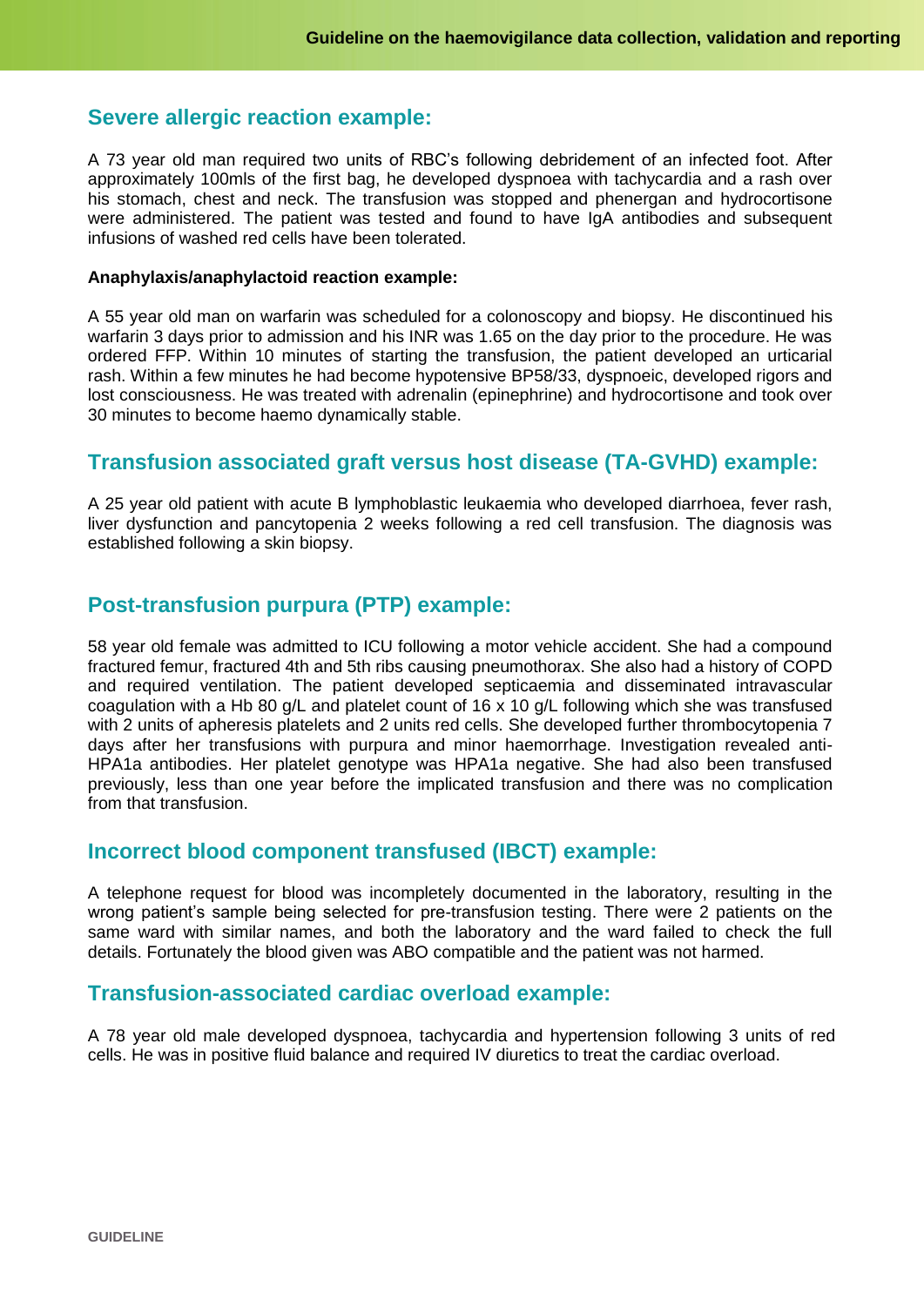## Severe allergic reaction example:

A 73 year old man required two units of RBC's following debridement of an infected foot. After approximately 100mls of the first bag, he developed dyspnoea with tachycardia and a rash over his stomach, chest and neck. The transfusion was stopped and phenergan and hydrocortisone were administered. The patient was tested and found to have IgA antibodies and subsequent infusions of washed red cells have been tolerated.

**Anaphylaxis/anaphylactoid reaction example:**

A 55 year old man on warfarin was scheduled for a colonoscopy and biopsy. He discontinued his warfarin 3 days prior to admission and his INR was 1.65 on the day prior to the procedure. He was ordered FFP. Within 10 minutes of starting the transfusion, the patient developed an urticarial rash. Within a few minutes he had become hypotensive BP58/33, dyspnoeic, developed rigors and lost consciousness. He was treated with adrenalin (epinephrine) and hydrocortisone and took over 30 minutes to become haemo dynamically stable.

## Transfusion associated graft versus host disease (TA-GVHD) example:

A 25 year old patient with acute B lymphoblastic leukaemia who developed diarrhoea, fever rash, liver dysfunction and pancytopenia 2 weeks following a red cell transfusion. The diagnosis was established following a skin biopsy.

## Post-transfusion purpura (PTP) example:

58 year old female was admitted to ICU following a motor vehicle accident. She had a compound fractured femur, fractured 4th and 5th ribs causing pneumothorax. She also had a history of COPD and required ventilation. The patient developed septicaemia and disseminated intravascular coagulation with a Hb 80 g/L and platelet count of 16 x 10 g/L following which she was transfused with 2 units of apheresis platelets and 2 units red cells. She developed further thrombocytopenia 7 days after her transfusions with purpura and minor haemorrhage. Investigation revealed anti-HPA1a antibodies. Her platelet genotype was HPA1a negative. She had also been transfused previously, less than one year before the implicated transfusion and there was no complication from that transfusion.

## Incorrect blood component transfused (IBCT) example:

A telephone request for blood was incompletely documented in the laboratory, resulting in the wrong patient's sample being selected for pre-transfusion testing. There were 2 patients on the same ward with similar names, and both the laboratory and the ward failed to check the full details. Fortunately the blood given was ABO compatible and the patient was not harmed.

## Transfusion-associated cardiac overload example:

A 78 year old male developed dyspnoea, tachycardia and hypertension following 3 units of red cells. He was in positive fluid balance and required IV diuretics to treat the cardiac overload.